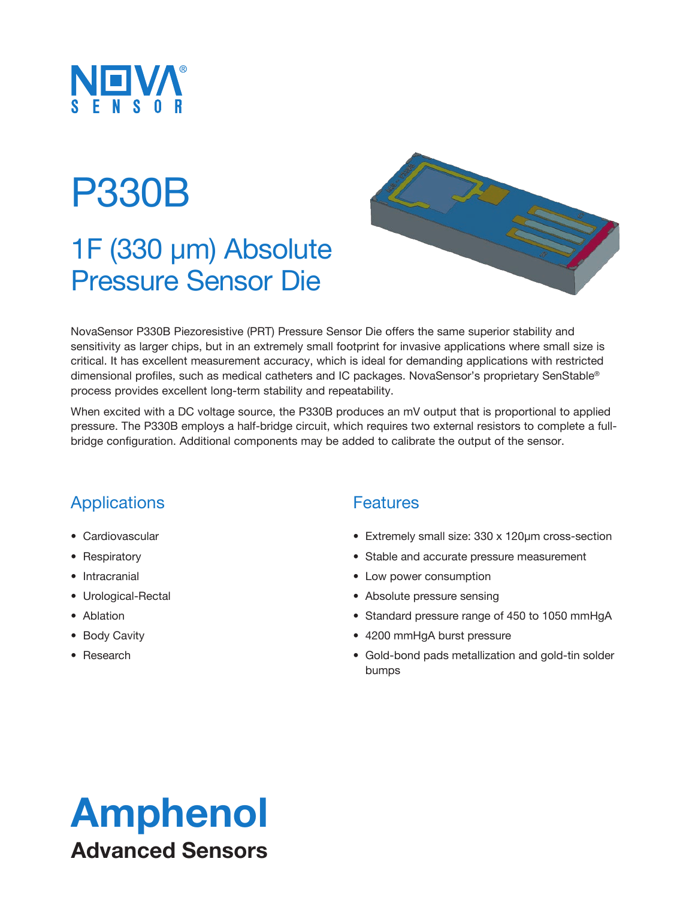NOVA SENSOR

# P330B

## 1F (330 µm) Absolute Pressure Sensor Die

NovaSensor P330B Piezoresistive (PRT) Pressure Sensor Die offers the same superior stability and sensitivity as larger chips, but in an extremely small footprint for invasive applications where small size is critical. It has excellent measurement accuracy, which is ideal for demanding applications with restricted dimensional profiles, such as medical catheters and IC packages. NovaSensor's proprietary SenStable® process provides excellent long-term stability and repeatability.

When excited with a DC voltage source, the P330B produces an mV output that is proportional to applied pressure. The P330B employs a half-bridge circuit, which requires two external resistors to complete a full-bridge configuration. Additional components may be added to calibrate the output of the sensor.

## Applications

- Cardiovascular
- Respiratory
- Intracranial
- Urological-Rectal
- Ablation
- Body Cavity
- Research

## Features

- Extremely small size: 330 x 120µm cross-section
- Stable and accurate pressure measurement
- Low power consumption
- Absolute pressure sensing
- Standard pressure range of 450 to 1050 mmHgA
- 4200 mmHgA burst pressure
- Gold-bond pads metallization and gold-tin solder bumps

**Amphenol**
**Advanced Sensors**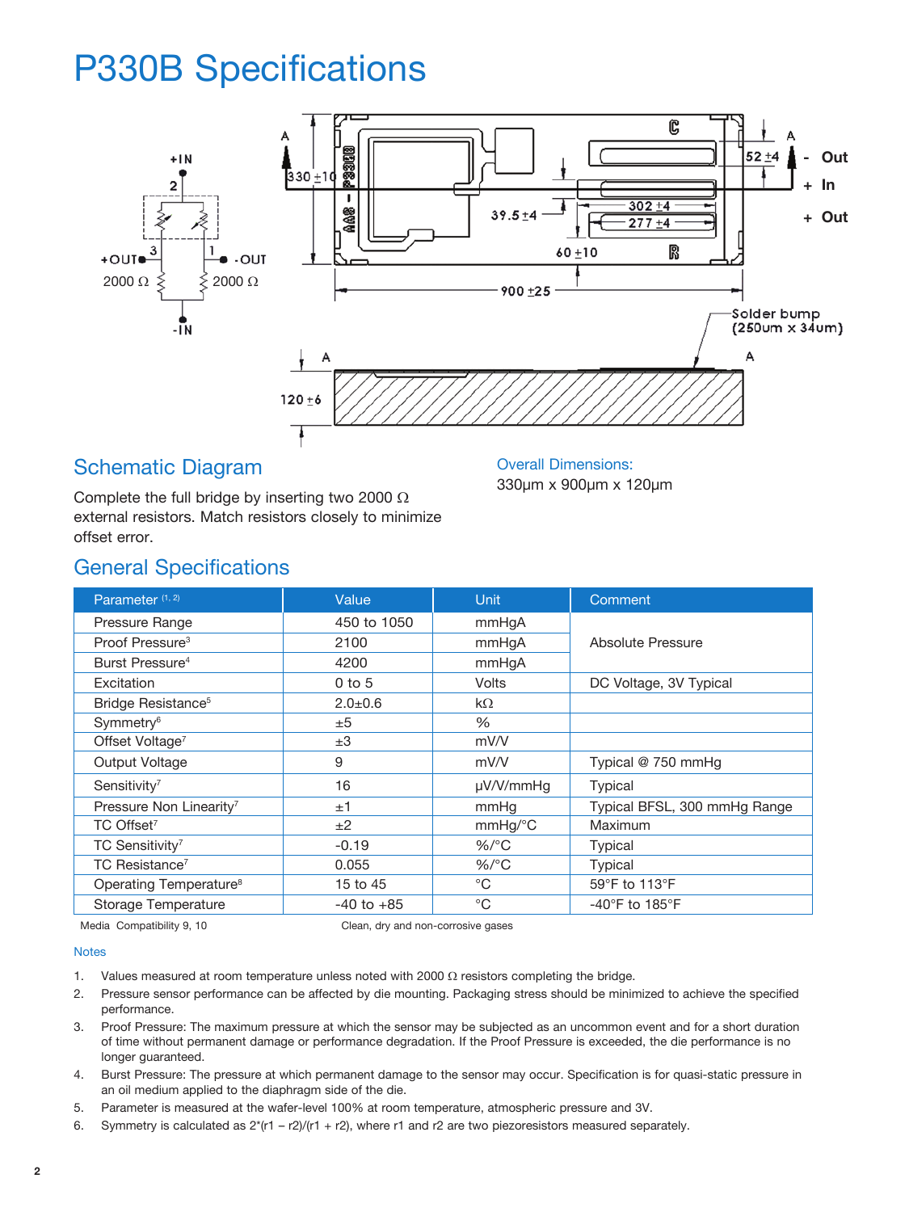# P330B Specifications

## Schematic Diagram

Complete the full bridge by inserting two 2000 Ω external resistors. Match resistors closely to minimize offset error.

Overall Dimensions:

330µm x 900µm x 120µm

## General Specifications

| Parameter [1, 2] | Value | Unit | Comment |
|---|---|---|---|
| Pressure Range | 450 to 1050 | mmHgA | Absolute Pressure |
| Proof Pressure[3] | 2100 | mmHgA | |
| Burst Pressure[4] | 4200 | mmHgA | |
| Excitation | 0 to 5 | Volts | DC Voltage, 3V Typical |
| Bridge Resistance[5] | 2.0±0.6 | kΩ | |
| Symmetry[6] | ±5 | % | |
| Offset Voltage[7] | ±3 | mV/V | |
| Output Voltage | 9 | mV/V | Typical @ 750 mmHg |
| Sensitivity[7] | 16 | µV/V/mmHg | Typical |
| Pressure Non Linearity[7] | ±1 | mmHg | Typical BFSL, 300 mmHg Range |
| TC Offset[7] | ±2 | mmHg/°C | Maximum |
| TC Sensitivity[7] | -0.19 | %/°C | Typical |
| TC Resistance[7] | 0.055 | %/°C | Typical |
| Operating Temperature[8] | 15 to 45 | °C | 59°F to 113°F |
| Storage Temperature | -40 to +85 | °C | -40°F to 185°F |

Media Compatibility 9, 10 — Clean, dry and non-corrosive gases

### Notes

1. Values measured at room temperature unless noted with 2000 Ω resistors completing the bridge.
2. Pressure sensor performance can be affected by die mounting. Packaging stress should be minimized to achieve the specified performance.
3. Proof Pressure: The maximum pressure at which the sensor may be subjected as an uncommon event and for a short duration of time without permanent damage or performance degradation. If the Proof Pressure is exceeded, the die performance is no longer guaranteed.
4. Burst Pressure: The pressure at which permanent damage to the sensor may occur. Specification is for quasi-static pressure in an oil medium applied to the diaphragm side of the die.
5. Parameter is measured at the wafer-level 100% at room temperature, atmospheric pressure and 3V.
6. Symmetry is calculated as 2*(r1 – r2)/(r1 + r2), where r1 and r2 are two piezoresistors measured separately.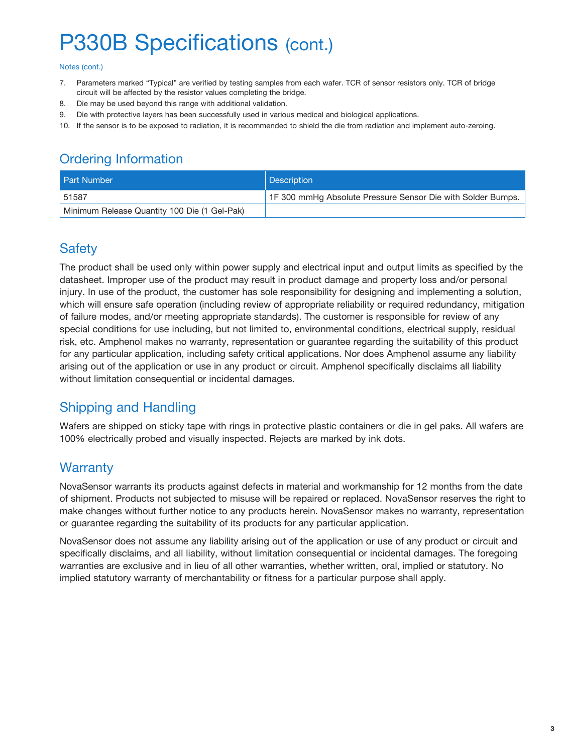# P330B Specifications (cont.)

Notes (cont.)

7. Parameters marked "Typical" are verified by testing samples from each wafer. TCR of sensor resistors only. TCR of bridge circuit will be affected by the resistor values completing the bridge.
8. Die may be used beyond this range with additional validation.
9. Die with protective layers has been successfully used in various medical and biological applications.
10. If the sensor is to be exposed to radiation, it is recommended to shield the die from radiation and implement auto-zeroing.

## Ordering Information

| Part Number | Description |
| --- | --- |
| 51587 | 1F 300 mmHg Absolute Pressure Sensor Die with Solder Bumps. |
| Minimum Release Quantity 100 Die (1 Gel-Pak) | |

## Safety

The product shall be used only within power supply and electrical input and output limits as specified by the datasheet. Improper use of the product may result in product damage and property loss and/or personal injury. In use of the product, the customer has sole responsibility for designing and implementing a solution, which will ensure safe operation (including review of appropriate reliability or required redundancy, mitigation of failure modes, and/or meeting appropriate standards). The customer is responsible for review of any special conditions for use including, but not limited to, environmental conditions, electrical supply, residual risk, etc. Amphenol makes no warranty, representation or guarantee regarding the suitability of this product for any particular application, including safety critical applications. Nor does Amphenol assume any liability arising out of the application or use in any product or circuit. Amphenol specifically disclaims all liability without limitation consequential or incidental damages.

## Shipping and Handling

Wafers are shipped on sticky tape with rings in protective plastic containers or die in gel paks. All wafers are 100% electrically probed and visually inspected. Rejects are marked by ink dots.

## Warranty

NovaSensor warrants its products against defects in material and workmanship for 12 months from the date of shipment. Products not subjected to misuse will be repaired or replaced. NovaSensor reserves the right to make changes without further notice to any products herein. NovaSensor makes no warranty, representation or guarantee regarding the suitability of its products for any particular application.

NovaSensor does not assume any liability arising out of the application or use of any product or circuit and specifically disclaims, and all liability, without limitation consequential or incidental damages. The foregoing warranties are exclusive and in lieu of all other warranties, whether written, oral, implied or statutory. No implied statutory warranty of merchantability or fitness for a particular purpose shall apply.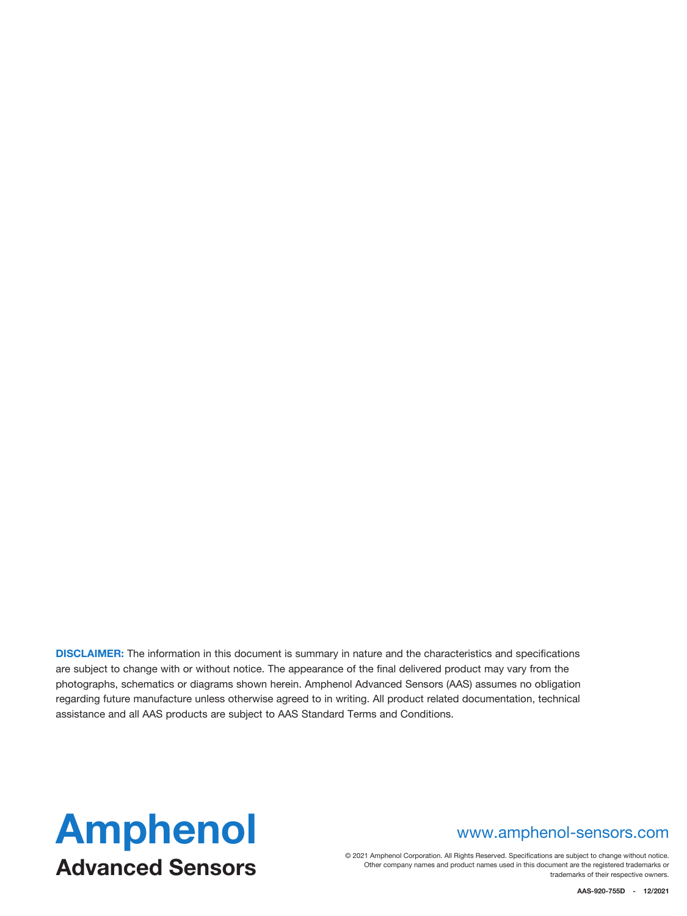**DISCLAIMER:** The information in this document is summary in nature and the characteristics and specifications are subject to change with or without notice. The appearance of the final delivered product may vary from the photographs, schematics or diagrams shown herein. Amphenol Advanced Sensors (AAS) assumes no obligation regarding future manufacture unless otherwise agreed to in writing. All product related documentation, technical assistance and all AAS products are subject to AAS Standard Terms and Conditions.

**Amphenol**
**Advanced Sensors**

www.amphenol-sensors.com

© 2021 Amphenol Corporation. All Rights Reserved. Specifications are subject to change without notice. Other company names and product names used in this document are the registered trademarks or trademarks of their respective owners.

**AAS-920-755D - 12/2021**